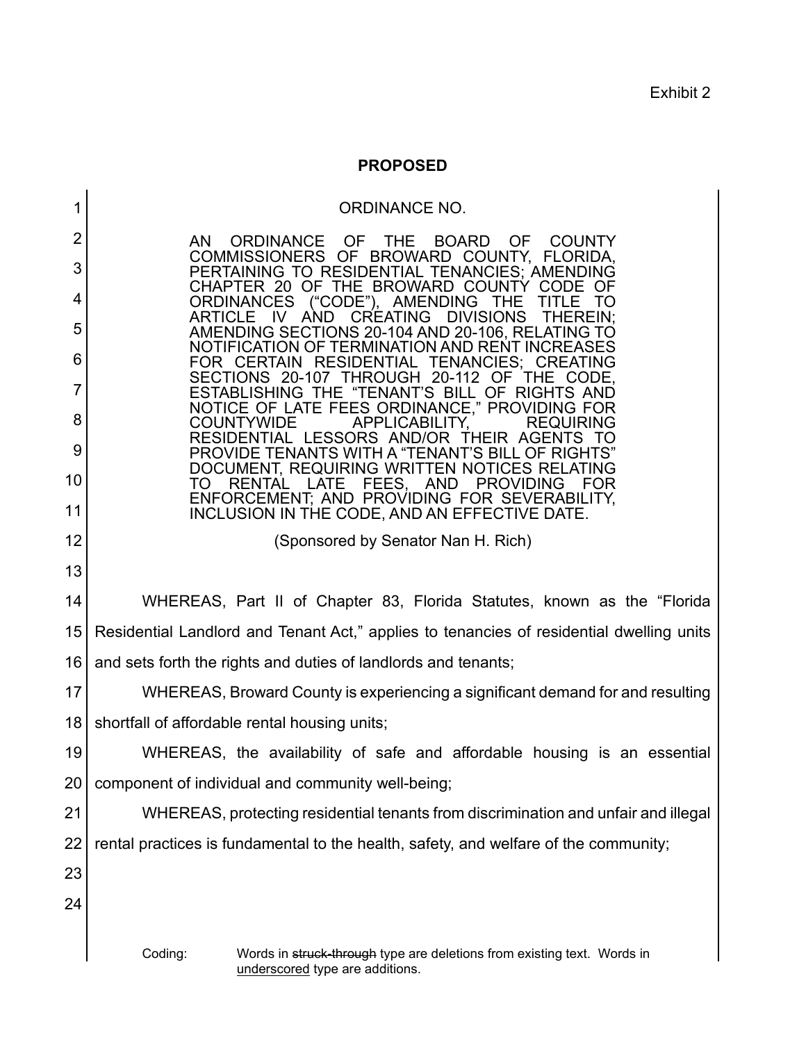Exhibit 2

**PROPOSED**

ORDINANCE NO.

AN ORDINANCE OF THE BOARD OF COUNTY COMMISSIONERS OF BROWARD COUNTY, FLORIDA, PERTAINING TO RESIDENTIAL TENANCIES; AMENDING CHAPTER 20 OF THE BROWARD COUNTY CODE OF ORDINANCES ("CODE"), AMENDING THE TITLE TO ARTICLE IV AND CREATING DIVISIONS THEREIN; AMENDING SECTIONS 20-104 AND 20-106, RELATING TO NOTIFICATION OF TERMINATION AND RENT INCREASES FOR CERTAIN RESIDENTIAL TENANCIES; CREATING SECTIONS 20-107 THROUGH 20-112 OF THE CODE, ESTABLISHING THE "TENANT'S BILL OF RIGHTS AND NOTICE OF LATE FEES ORDINANCE," PROVIDING FOR COUNTYWIDE APPLICABILITY, REQUIRING RESIDENTIAL LESSORS AND/OR THEIR AGENTS TO PROVIDE TENANTS WITH A "TENANT'S BILL OF RIGHTS" DOCUMENT, REQUIRING WRITTEN NOTICES RELATING TO RENTAL LATE FEES, AND PROVIDING FOR ENFORCEMENT; AND PROVIDING FOR SEVERABILITY, INCLUSION IN THE CODE, AND AN EFFECTIVE DATE.

(Sponsored by Senator Nan H. Rich)

WHEREAS, Part II of Chapter 83, Florida Statutes, known as the "Florida Residential Landlord and Tenant Act," applies to tenancies of residential dwelling units and sets forth the rights and duties of landlords and tenants;

WHEREAS, Broward County is experiencing a significant demand for and resulting shortfall of affordable rental housing units;

WHEREAS, the availability of safe and affordable housing is an essential component of individual and community well-being;

WHEREAS, protecting residential tenants from discrimination and unfair and illegal rental practices is fundamental to the health, safety, and welfare of the community;

Coding: Words in ~~struck-through~~ type are deletions from existing text. Words in underscored type are additions.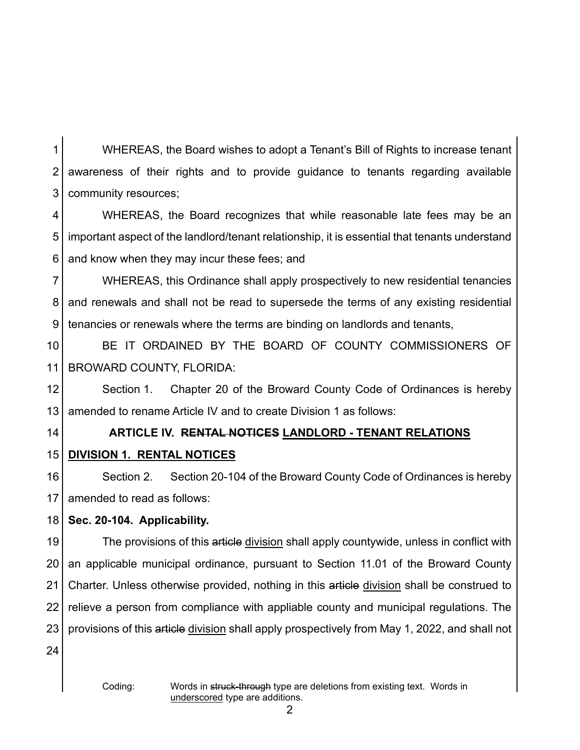WHEREAS, the Board wishes to adopt a Tenant's Bill of Rights to increase tenant awareness of their rights and to provide guidance to tenants regarding available community resources;

WHEREAS, the Board recognizes that while reasonable late fees may be an important aspect of the landlord/tenant relationship, it is essential that tenants understand and know when they may incur these fees; and

WHEREAS, this Ordinance shall apply prospectively to new residential tenancies and renewals and shall not be read to supersede the terms of any existing residential tenancies or renewals where the terms are binding on landlords and tenants,

BE IT ORDAINED BY THE BOARD OF COUNTY COMMISSIONERS OF BROWARD COUNTY, FLORIDA:

Section 1. Chapter 20 of the Broward County Code of Ordinances is hereby amended to rename Article IV and to create Division 1 as follows:

**ARTICLE IV. ~~RENTAL NOTICES~~ <u>LANDLORD - TENANT RELATIONS</u>**

**<u>DIVISION 1. RENTAL NOTICES</u>**

Section 2. Section 20-104 of the Broward County Code of Ordinances is hereby amended to read as follows:

**Sec. 20-104. Applicability.**

The provisions of this ~~article~~ <u>division</u> shall apply countywide, unless in conflict with an applicable municipal ordinance, pursuant to Section 11.01 of the Broward County Charter. Unless otherwise provided, nothing in this ~~article~~ <u>division</u> shall be construed to relieve a person from compliance with appliable county and municipal regulations. The provisions of this ~~article~~ <u>division</u> shall apply prospectively from May 1, 2022, and shall not

Coding: Words in ~~struck-through~~ type are deletions from existing text. Words in <u>underscored</u> type are additions.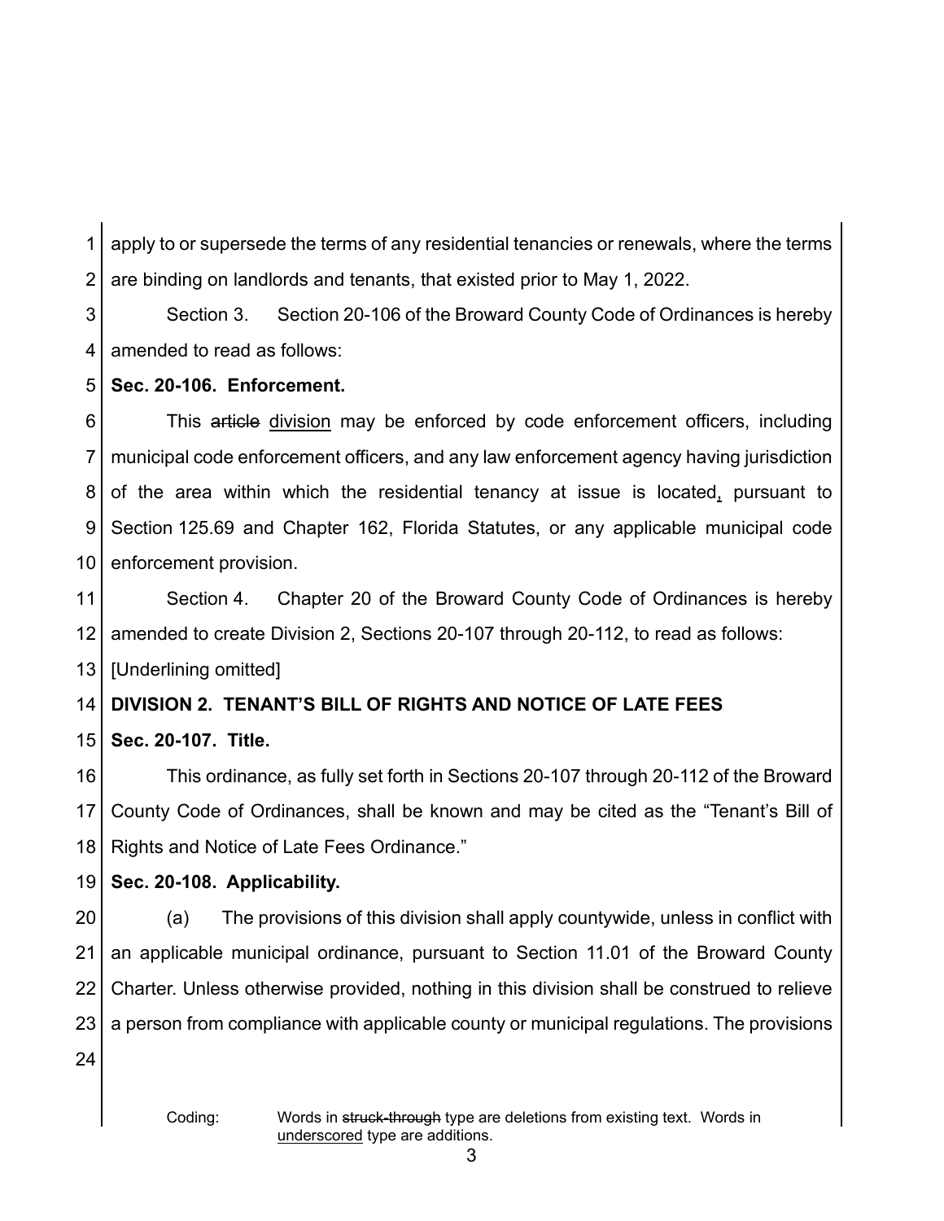apply to or supersede the terms of any residential tenancies or renewals, where the terms are binding on landlords and tenants, that existed prior to May 1, 2022.

Section 3. Section 20-106 of the Broward County Code of Ordinances is hereby amended to read as follows:

**Sec. 20-106. Enforcement.**

This ~~article~~ <u>division</u> may be enforced by code enforcement officers, including municipal code enforcement officers, and any law enforcement agency having jurisdiction of the area within which the residential tenancy at issue is located<u>,</u> pursuant to Section 125.69 and Chapter 162, Florida Statutes, or any applicable municipal code enforcement provision.

Section 4. Chapter 20 of the Broward County Code of Ordinances is hereby amended to create Division 2, Sections 20-107 through 20-112, to read as follows:

[Underlining omitted]

**DIVISION 2. TENANT'S BILL OF RIGHTS AND NOTICE OF LATE FEES**

**Sec. 20-107. Title.**

This ordinance, as fully set forth in Sections 20-107 through 20-112 of the Broward County Code of Ordinances, shall be known and may be cited as the "Tenant's Bill of Rights and Notice of Late Fees Ordinance."

**Sec. 20-108. Applicability.**

(a) The provisions of this division shall apply countywide, unless in conflict with an applicable municipal ordinance, pursuant to Section 11.01 of the Broward County Charter. Unless otherwise provided, nothing in this division shall be construed to relieve a person from compliance with applicable county or municipal regulations. The provisions

Coding: Words in ~~struck-through~~ type are deletions from existing text. Words in <u>underscored</u> type are additions.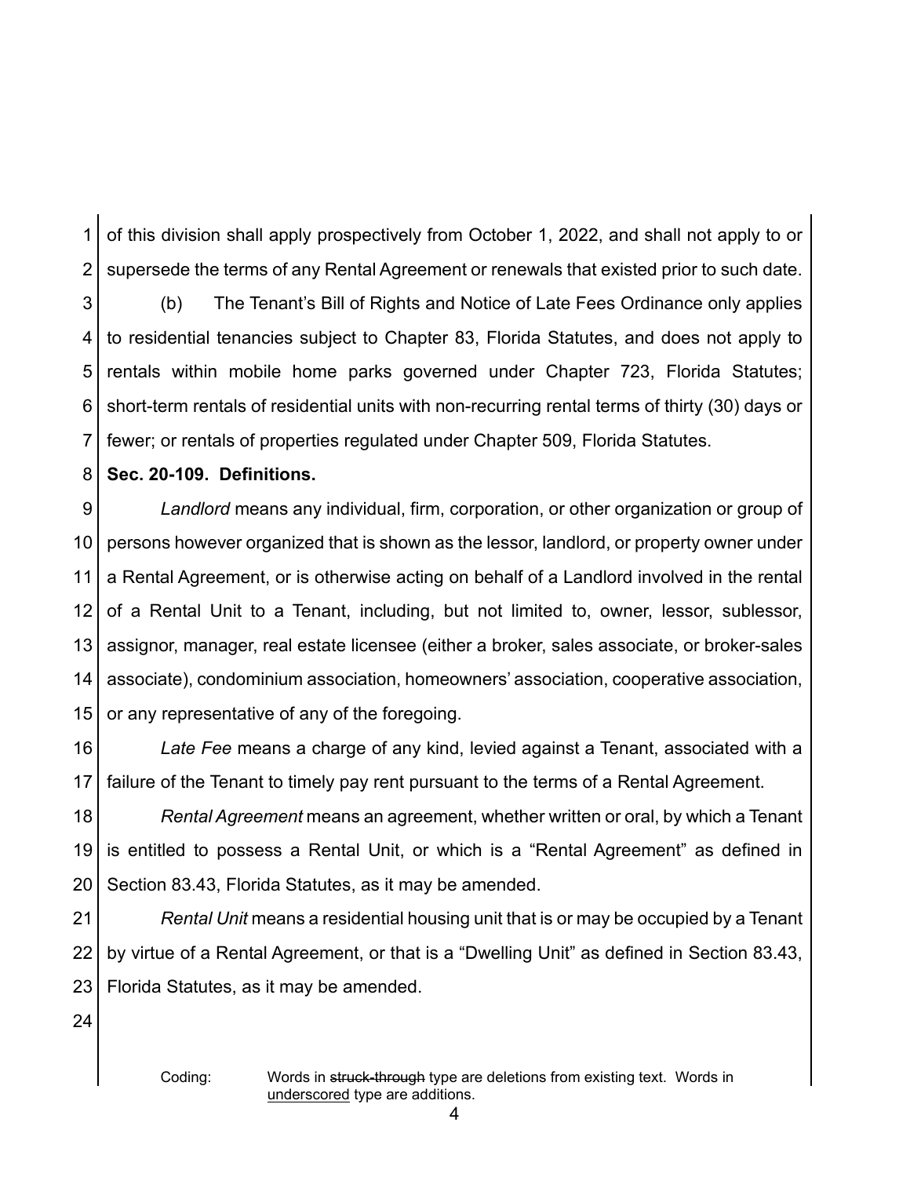of this division shall apply prospectively from October 1, 2022, and shall not apply to or supersede the terms of any Rental Agreement or renewals that existed prior to such date.

(b) The Tenant's Bill of Rights and Notice of Late Fees Ordinance only applies to residential tenancies subject to Chapter 83, Florida Statutes, and does not apply to rentals within mobile home parks governed under Chapter 723, Florida Statutes; short-term rentals of residential units with non-recurring rental terms of thirty (30) days or fewer; or rentals of properties regulated under Chapter 509, Florida Statutes.

**Sec. 20-109. Definitions.**

*Landlord* means any individual, firm, corporation, or other organization or group of persons however organized that is shown as the lessor, landlord, or property owner under a Rental Agreement, or is otherwise acting on behalf of a Landlord involved in the rental of a Rental Unit to a Tenant, including, but not limited to, owner, lessor, sublessor, assignor, manager, real estate licensee (either a broker, sales associate, or broker-sales associate), condominium association, homeowners' association, cooperative association, or any representative of any of the foregoing.

*Late Fee* means a charge of any kind, levied against a Tenant, associated with a failure of the Tenant to timely pay rent pursuant to the terms of a Rental Agreement.

*Rental Agreement* means an agreement, whether written or oral, by which a Tenant is entitled to possess a Rental Unit, or which is a "Rental Agreement" as defined in Section 83.43, Florida Statutes, as it may be amended.

*Rental Unit* means a residential housing unit that is or may be occupied by a Tenant by virtue of a Rental Agreement, or that is a "Dwelling Unit" as defined in Section 83.43, Florida Statutes, as it may be amended.

Coding: Words in ~~struck-through~~ type are deletions from existing text. Words in underscored type are additions.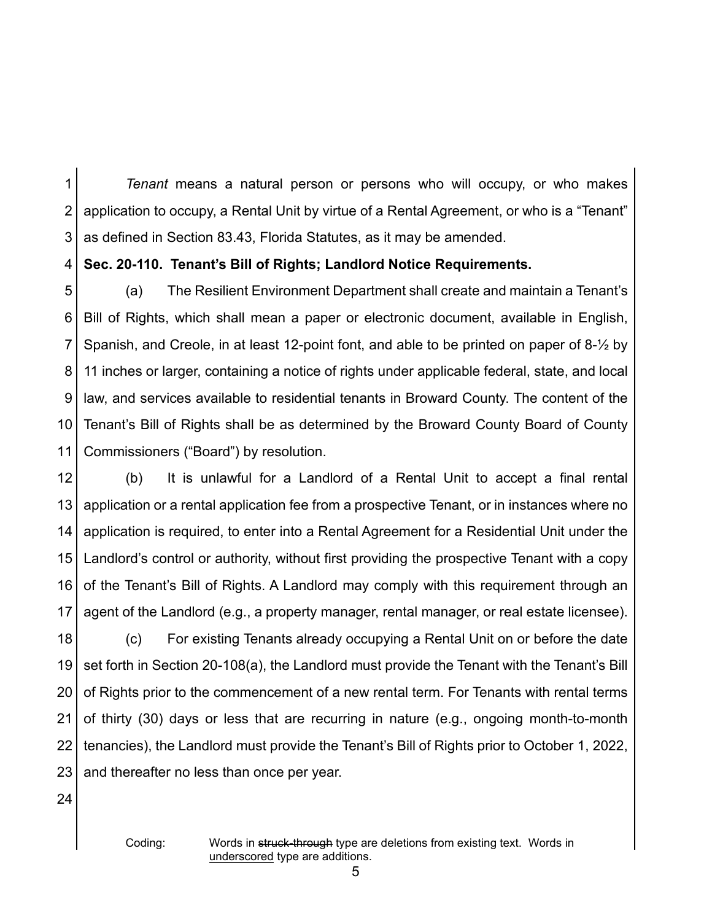*Tenant* means a natural person or persons who will occupy, or who makes application to occupy, a Rental Unit by virtue of a Rental Agreement, or who is a "Tenant" as defined in Section 83.43, Florida Statutes, as it may be amended.

**Sec. 20-110. Tenant's Bill of Rights; Landlord Notice Requirements.**

(a) The Resilient Environment Department shall create and maintain a Tenant's Bill of Rights, which shall mean a paper or electronic document, available in English, Spanish, and Creole, in at least 12-point font, and able to be printed on paper of 8-½ by 11 inches or larger, containing a notice of rights under applicable federal, state, and local law, and services available to residential tenants in Broward County. The content of the Tenant's Bill of Rights shall be as determined by the Broward County Board of County Commissioners ("Board") by resolution.

(b) It is unlawful for a Landlord of a Rental Unit to accept a final rental application or a rental application fee from a prospective Tenant, or in instances where no application is required, to enter into a Rental Agreement for a Residential Unit under the Landlord's control or authority, without first providing the prospective Tenant with a copy of the Tenant's Bill of Rights. A Landlord may comply with this requirement through an agent of the Landlord (e.g., a property manager, rental manager, or real estate licensee).

(c) For existing Tenants already occupying a Rental Unit on or before the date set forth in Section 20-108(a), the Landlord must provide the Tenant with the Tenant's Bill of Rights prior to the commencement of a new rental term. For Tenants with rental terms of thirty (30) days or less that are recurring in nature (e.g., ongoing month-to-month tenancies), the Landlord must provide the Tenant's Bill of Rights prior to October 1, 2022, and thereafter no less than once per year.

Coding: Words in ~~struck-through~~ type are deletions from existing text. Words in <u>underscored</u> type are additions.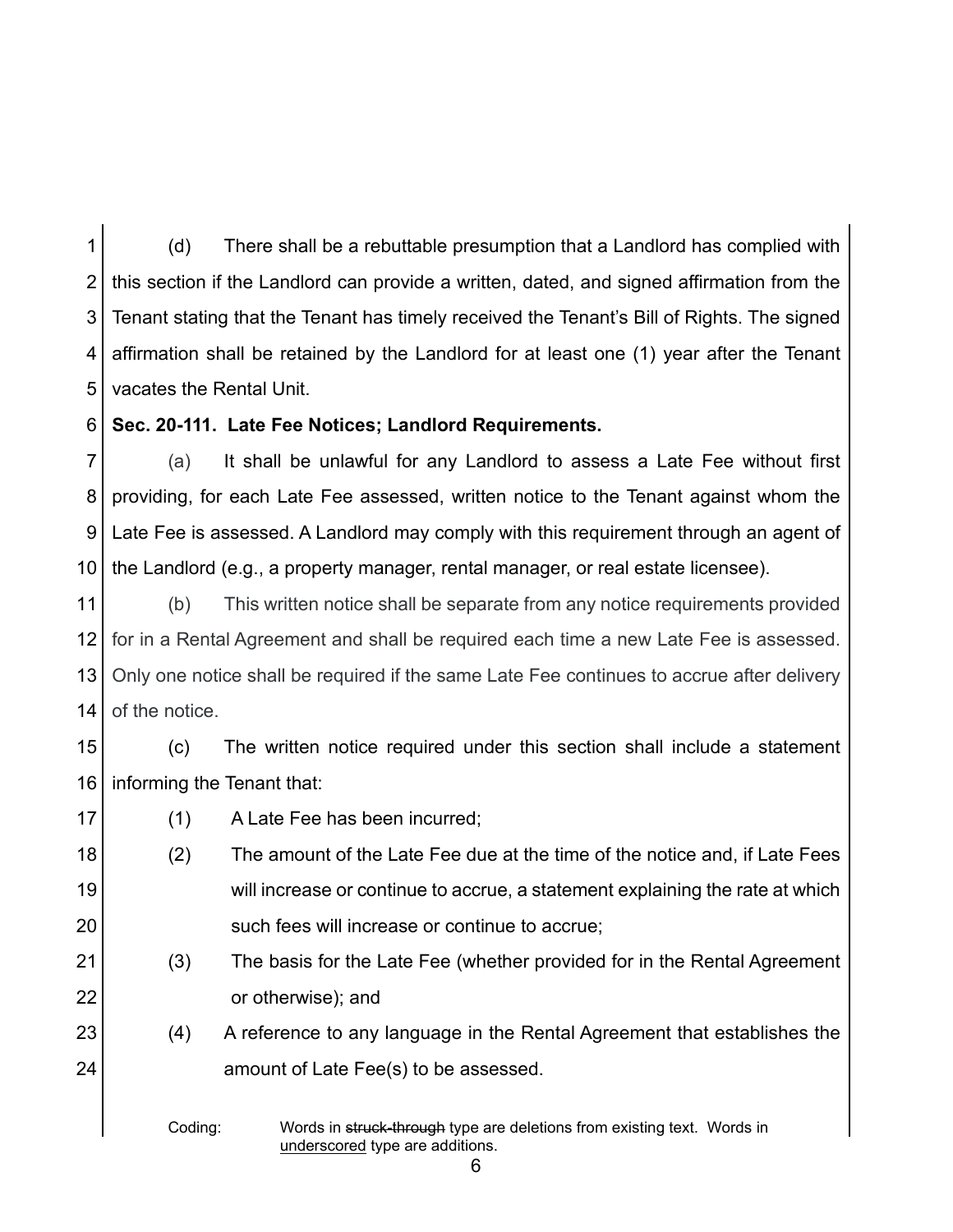(d) There shall be a rebuttable presumption that a Landlord has complied with this section if the Landlord can provide a written, dated, and signed affirmation from the Tenant stating that the Tenant has timely received the Tenant's Bill of Rights. The signed affirmation shall be retained by the Landlord for at least one (1) year after the Tenant vacates the Rental Unit.

**Sec. 20-111. Late Fee Notices; Landlord Requirements.**

(a) It shall be unlawful for any Landlord to assess a Late Fee without first providing, for each Late Fee assessed, written notice to the Tenant against whom the Late Fee is assessed. A Landlord may comply with this requirement through an agent of the Landlord (e.g., a property manager, rental manager, or real estate licensee).

(b) This written notice shall be separate from any notice requirements provided for in a Rental Agreement and shall be required each time a new Late Fee is assessed. Only one notice shall be required if the same Late Fee continues to accrue after delivery of the notice.

(c) The written notice required under this section shall include a statement informing the Tenant that:

(1) A Late Fee has been incurred;

(2) The amount of the Late Fee due at the time of the notice and, if Late Fees will increase or continue to accrue, a statement explaining the rate at which such fees will increase or continue to accrue;

(3) The basis for the Late Fee (whether provided for in the Rental Agreement or otherwise); and

(4) A reference to any language in the Rental Agreement that establishes the amount of Late Fee(s) to be assessed.

Coding: Words in ~~struck-through~~ type are deletions from existing text. Words in <u>underscored</u> type are additions.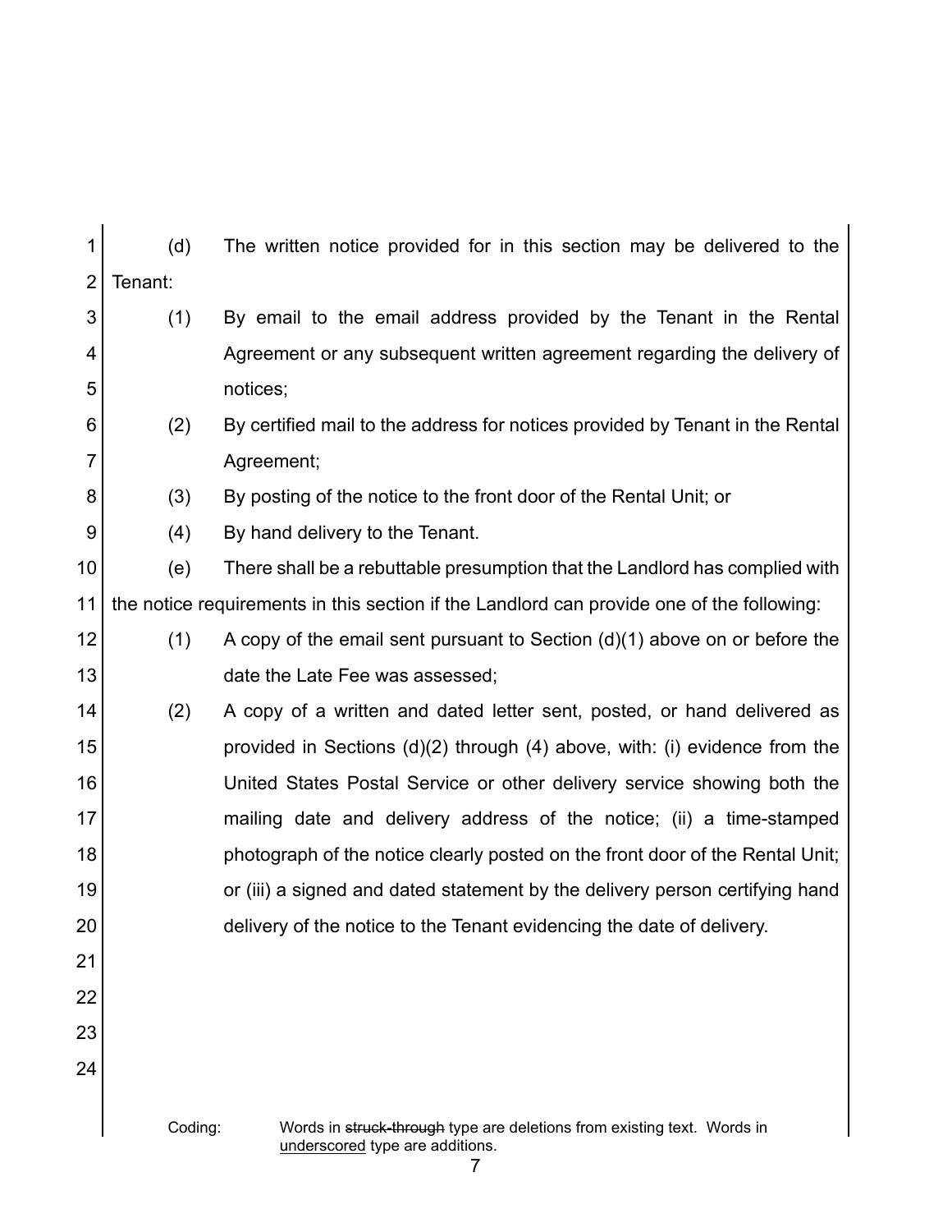(d) The written notice provided for in this section may be delivered to the Tenant:

(1) By email to the email address provided by the Tenant in the Rental Agreement or any subsequent written agreement regarding the delivery of notices;

(2) By certified mail to the address for notices provided by Tenant in the Rental Agreement;

(3) By posting of the notice to the front door of the Rental Unit; or

(4) By hand delivery to the Tenant.

(e) There shall be a rebuttable presumption that the Landlord has complied with the notice requirements in this section if the Landlord can provide one of the following:

(1) A copy of the email sent pursuant to Section (d)(1) above on or before the date the Late Fee was assessed;

(2) A copy of a written and dated letter sent, posted, or hand delivered as provided in Sections (d)(2) through (4) above, with: (i) evidence from the United States Postal Service or other delivery service showing both the mailing date and delivery address of the notice; (ii) a time-stamped photograph of the notice clearly posted on the front door of the Rental Unit; or (iii) a signed and dated statement by the delivery person certifying hand delivery of the notice to the Tenant evidencing the date of delivery.

Coding: Words in ~~struck-through~~ type are deletions from existing text. Words in <u>underscored</u> type are additions.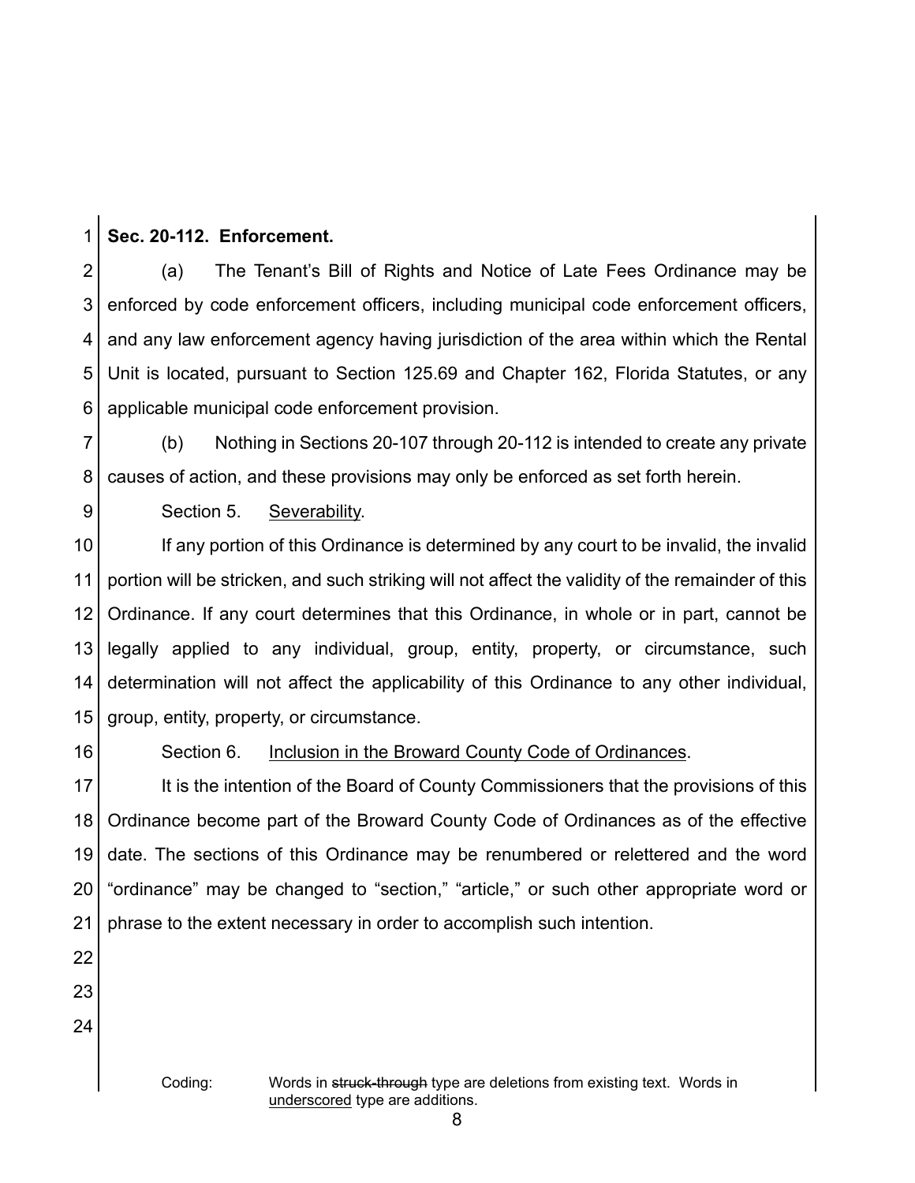**Sec. 20-112. Enforcement.**

(a) The Tenant's Bill of Rights and Notice of Late Fees Ordinance may be enforced by code enforcement officers, including municipal code enforcement officers, and any law enforcement agency having jurisdiction of the area within which the Rental Unit is located, pursuant to Section 125.69 and Chapter 162, Florida Statutes, or any applicable municipal code enforcement provision.

(b) Nothing in Sections 20-107 through 20-112 is intended to create any private causes of action, and these provisions may only be enforced as set forth herein.

Section 5. <u>Severability</u>.

If any portion of this Ordinance is determined by any court to be invalid, the invalid portion will be stricken, and such striking will not affect the validity of the remainder of this Ordinance. If any court determines that this Ordinance, in whole or in part, cannot be legally applied to any individual, group, entity, property, or circumstance, such determination will not affect the applicability of this Ordinance to any other individual, group, entity, property, or circumstance.

Section 6. <u>Inclusion in the Broward County Code of Ordinances</u>.

It is the intention of the Board of County Commissioners that the provisions of this Ordinance become part of the Broward County Code of Ordinances as of the effective date. The sections of this Ordinance may be renumbered or relettered and the word "ordinance" may be changed to "section," "article," or such other appropriate word or phrase to the extent necessary in order to accomplish such intention.

Coding: Words in ~~struck-through~~ type are deletions from existing text. Words in <u>underscored</u> type are additions.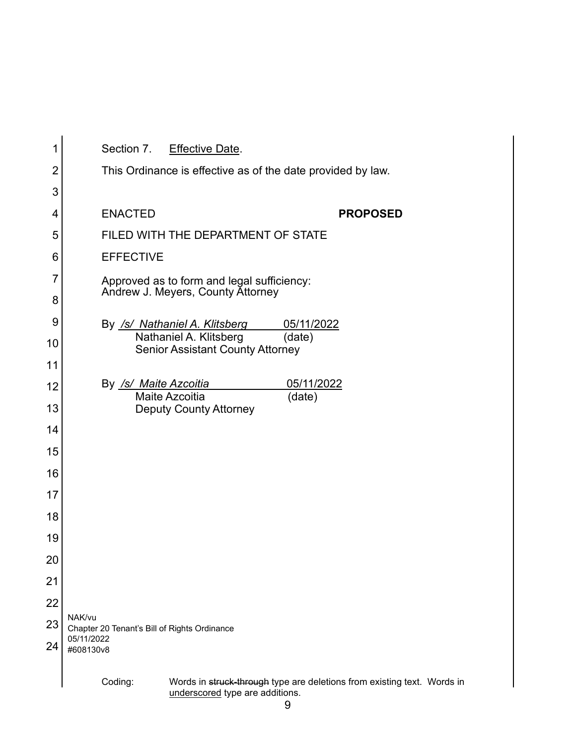Section 7. Effective Date.

This Ordinance is effective as of the date provided by law.

ENACTED **PROPOSED**

FILED WITH THE DEPARTMENT OF STATE

EFFECTIVE

Approved as to form and legal sufficiency:
Andrew J. Meyers, County Attorney

By */s/ Nathaniel A. Klitsberg* 05/11/2022
Nathaniel A. Klitsberg (date)
Senior Assistant County Attorney

By */s/ Maite Azcoitia* 05/11/2022
Maite Azcoitia (date)
Deputy County Attorney

NAK/vu
Chapter 20 Tenant's Bill of Rights Ordinance
05/11/2022
#608130v8

Coding: Words in ~~struck-through~~ type are deletions from existing text. Words in underscored type are additions.